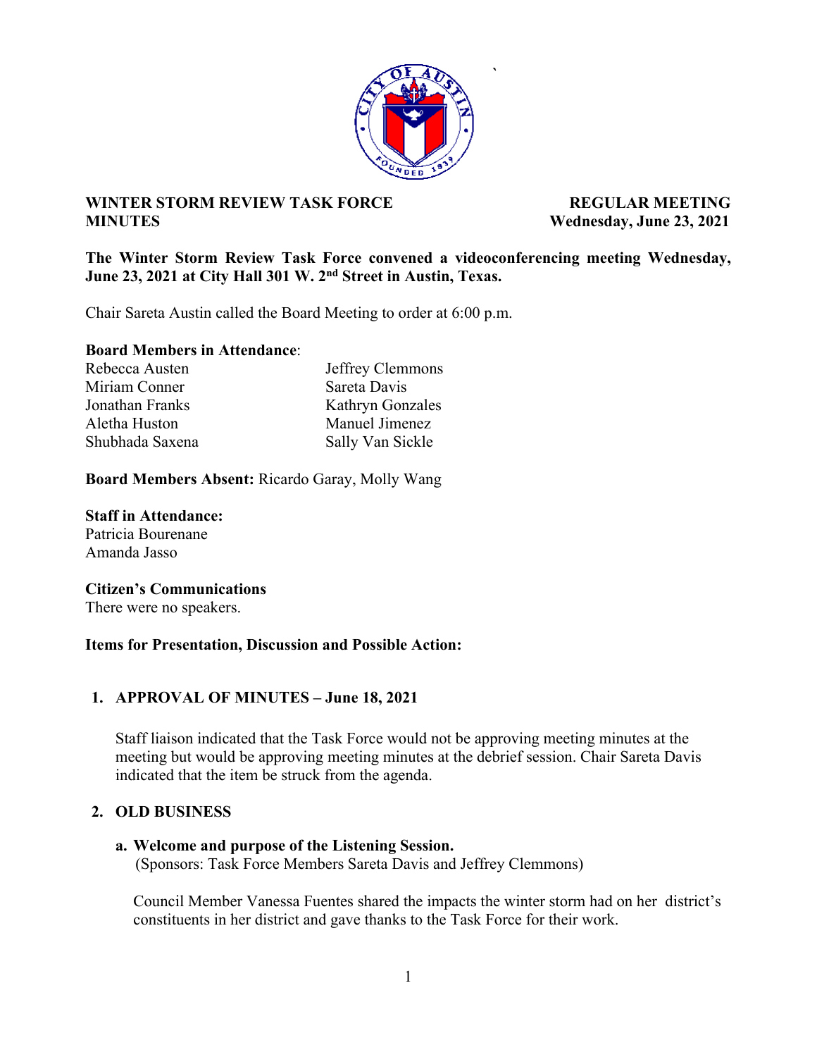**WINTER STORM REVIEW TASK FORCE MINUTES**

**REGULAR MEETING Wednesday, June 23, 2021**

**The Winter Storm Review Task Force convened a videoconferencing meeting Wednesday, June 23, 2021 at City Hall 301 W. 2nd Street in Austin, Texas.**

Chair Sareta Austin called the Board Meeting to order at 6:00 p.m.

**Board Members in Attendance**:

| | |
|---|---|
| Rebecca Austen | Jeffrey Clemmons |
| Miriam Conner | Sareta Davis |
| Jonathan Franks | Kathryn Gonzales |
| Aletha Huston | Manuel Jimenez |
| Shubhada Saxena | Sally Van Sickle |

**Board Members Absent:** Ricardo Garay, Molly Wang

**Staff in Attendance:**
Patricia Bourenane
Amanda Jasso

**Citizen's Communications**
There were no speakers.

**Items for Presentation, Discussion and Possible Action:**

1. **APPROVAL OF MINUTES – June 18, 2021**

   Staff liaison indicated that the Task Force would not be approving meeting minutes at the meeting but would be approving meeting minutes at the debrief session. Chair Sareta Davis indicated that the item be struck from the agenda.

2. **OLD BUSINESS**

   a. **Welcome and purpose of the Listening Session.**
   (Sponsors: Task Force Members Sareta Davis and Jeffrey Clemmons)

   Council Member Vanessa Fuentes shared the impacts the winter storm had on her district's constituents in her district and gave thanks to the Task Force for their work.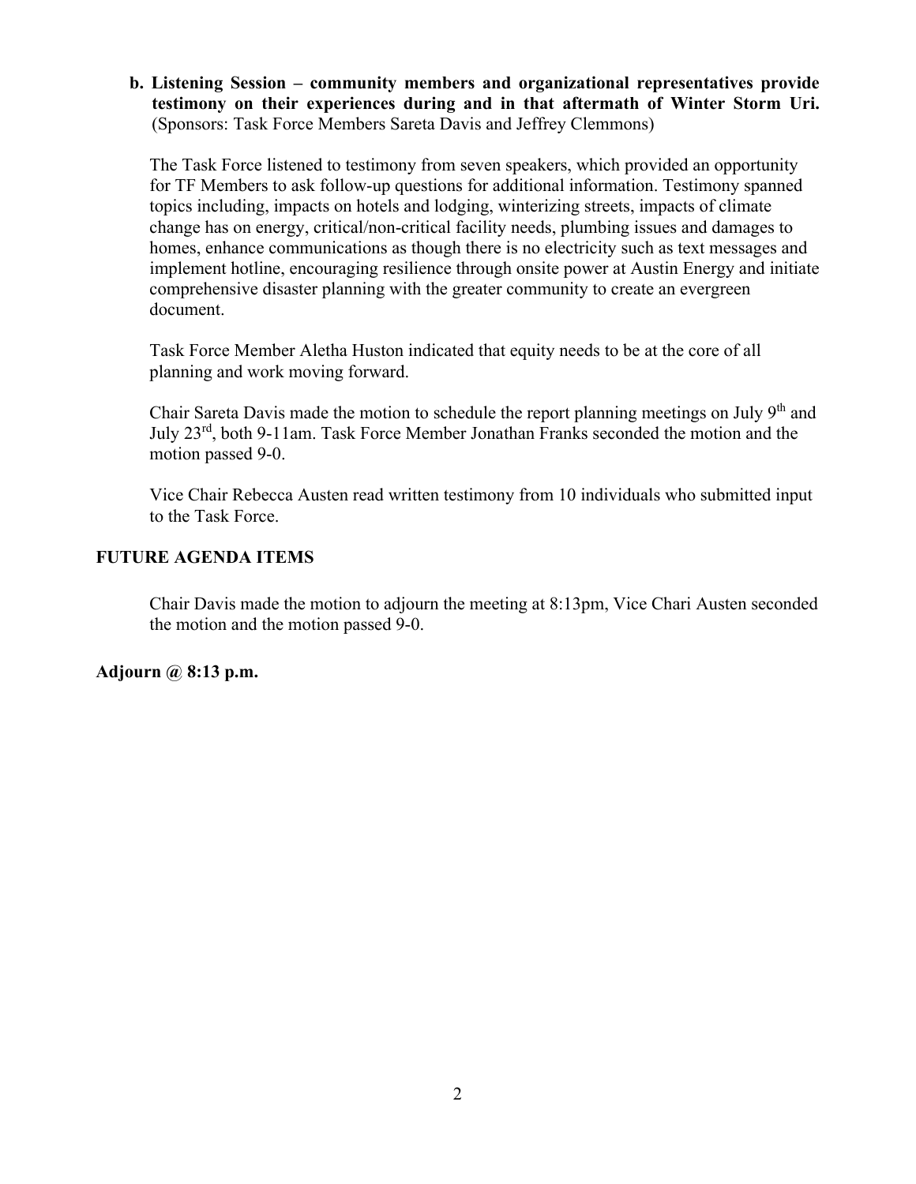**b. Listening Session – community members and organizational representatives provide testimony on their experiences during and in that aftermath of Winter Storm Uri.** (Sponsors: Task Force Members Sareta Davis and Jeffrey Clemmons)

The Task Force listened to testimony from seven speakers, which provided an opportunity for TF Members to ask follow-up questions for additional information. Testimony spanned topics including, impacts on hotels and lodging, winterizing streets, impacts of climate change has on energy, critical/non-critical facility needs, plumbing issues and damages to homes, enhance communications as though there is no electricity such as text messages and implement hotline, encouraging resilience through onsite power at Austin Energy and initiate comprehensive disaster planning with the greater community to create an evergreen document.

Task Force Member Aletha Huston indicated that equity needs to be at the core of all planning and work moving forward.

Chair Sareta Davis made the motion to schedule the report planning meetings on July 9th and July 23rd, both 9-11am. Task Force Member Jonathan Franks seconded the motion and the motion passed 9-0.

Vice Chair Rebecca Austen read written testimony from 10 individuals who submitted input to the Task Force.

**FUTURE AGENDA ITEMS**

Chair Davis made the motion to adjourn the meeting at 8:13pm, Vice Chari Austen seconded the motion and the motion passed 9-0.

**Adjourn @ 8:13 p.m.**